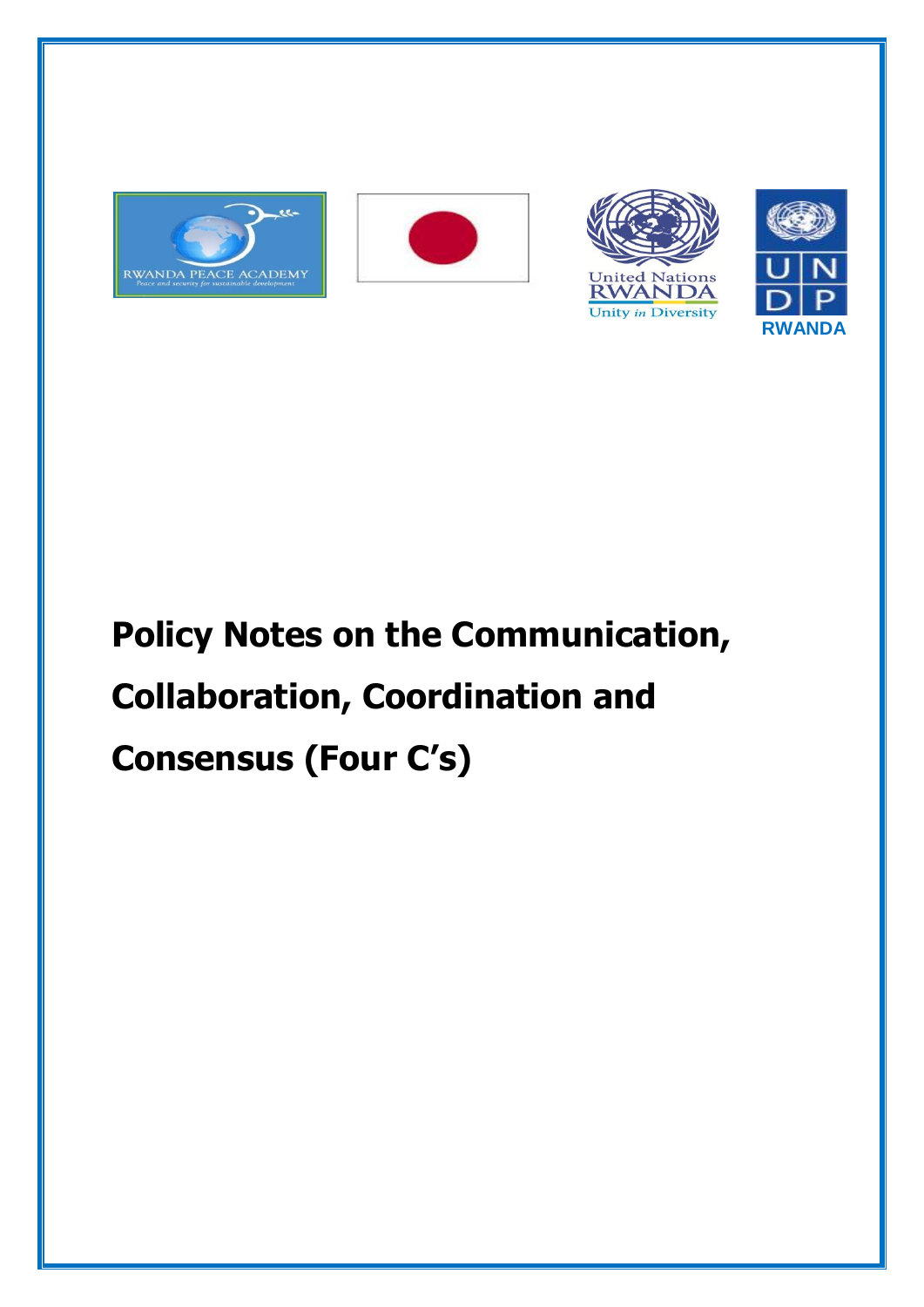RWANDA PEACE ACADEMY
Peace and security for sustainable development

United Nations
RWANDA
Unity in Diversity

UNDP
RWANDA

# Policy Notes on the Communication, Collaboration, Coordination and Consensus (Four C's)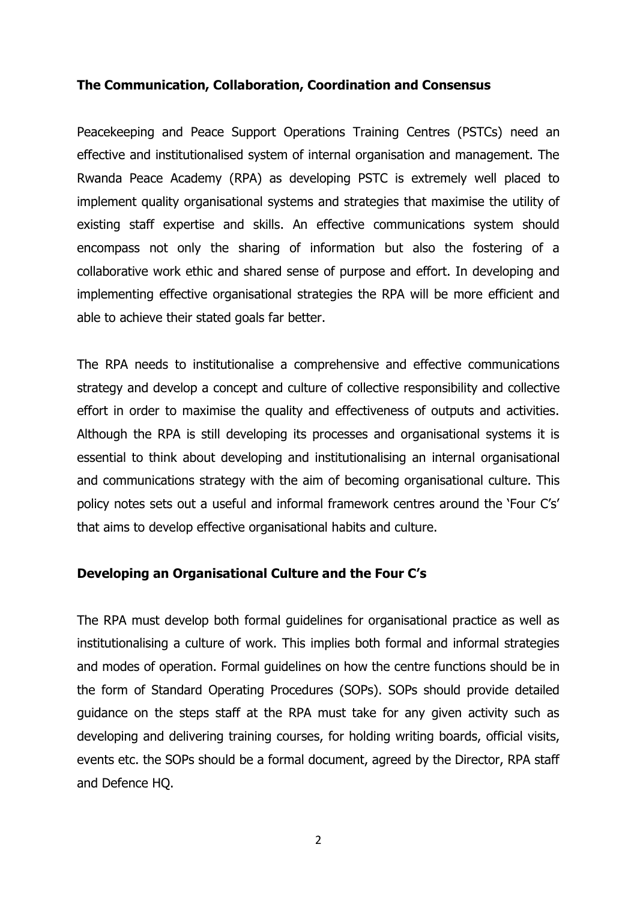## The Communication, Collaboration, Coordination and Consensus

Peacekeeping and Peace Support Operations Training Centres (PSTCs) need an effective and institutionalised system of internal organisation and management. The Rwanda Peace Academy (RPA) as developing PSTC is extremely well placed to implement quality organisational systems and strategies that maximise the utility of existing staff expertise and skills. An effective communications system should encompass not only the sharing of information but also the fostering of a collaborative work ethic and shared sense of purpose and effort. In developing and implementing effective organisational strategies the RPA will be more efficient and able to achieve their stated goals far better.

The RPA needs to institutionalise a comprehensive and effective communications strategy and develop a concept and culture of collective responsibility and collective effort in order to maximise the quality and effectiveness of outputs and activities. Although the RPA is still developing its processes and organisational systems it is essential to think about developing and institutionalising an internal organisational and communications strategy with the aim of becoming organisational culture. This policy notes sets out a useful and informal framework centres around the 'Four C's' that aims to develop effective organisational habits and culture.

## Developing an Organisational Culture and the Four C's

The RPA must develop both formal guidelines for organisational practice as well as institutionalising a culture of work. This implies both formal and informal strategies and modes of operation. Formal guidelines on how the centre functions should be in the form of Standard Operating Procedures (SOPs). SOPs should provide detailed guidance on the steps staff at the RPA must take for any given activity such as developing and delivering training courses, for holding writing boards, official visits, events etc. the SOPs should be a formal document, agreed by the Director, RPA staff and Defence HQ.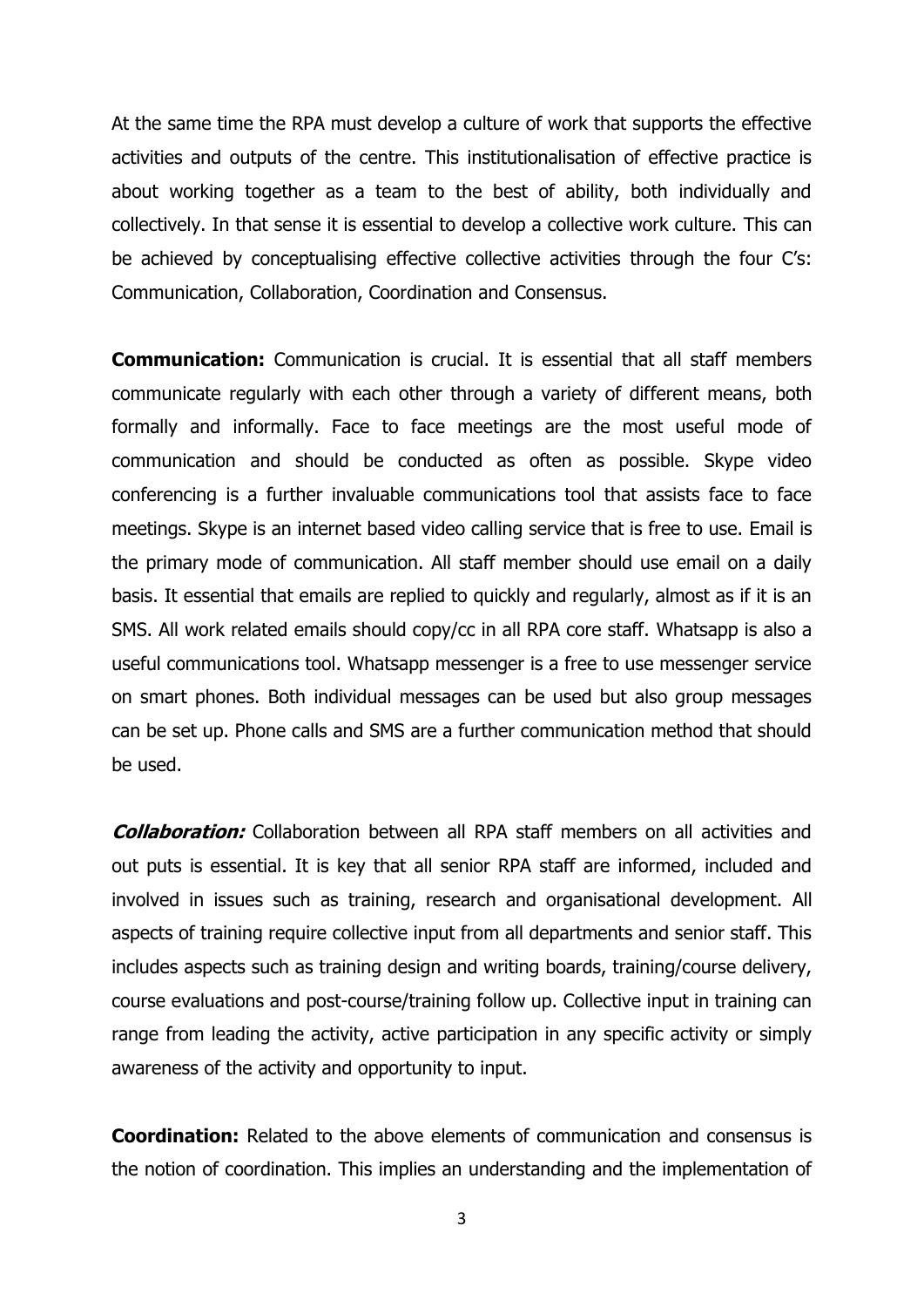At the same time the RPA must develop a culture of work that supports the effective activities and outputs of the centre. This institutionalisation of effective practice is about working together as a team to the best of ability, both individually and collectively. In that sense it is essential to develop a collective work culture. This can be achieved by conceptualising effective collective activities through the four C's: Communication, Collaboration, Coordination and Consensus.

**Communication:** Communication is crucial. It is essential that all staff members communicate regularly with each other through a variety of different means, both formally and informally. Face to face meetings are the most useful mode of communication and should be conducted as often as possible. Skype video conferencing is a further invaluable communications tool that assists face to face meetings. Skype is an internet based video calling service that is free to use. Email is the primary mode of communication. All staff member should use email on a daily basis. It essential that emails are replied to quickly and regularly, almost as if it is an SMS. All work related emails should copy/cc in all RPA core staff. Whatsapp is also a useful communications tool. Whatsapp messenger is a free to use messenger service on smart phones. Both individual messages can be used but also group messages can be set up. Phone calls and SMS are a further communication method that should be used.

***Collaboration:*** Collaboration between all RPA staff members on all activities and out puts is essential. It is key that all senior RPA staff are informed, included and involved in issues such as training, research and organisational development. All aspects of training require collective input from all departments and senior staff. This includes aspects such as training design and writing boards, training/course delivery, course evaluations and post-course/training follow up. Collective input in training can range from leading the activity, active participation in any specific activity or simply awareness of the activity and opportunity to input.

**Coordination:** Related to the above elements of communication and consensus is the notion of coordination. This implies an understanding and the implementation of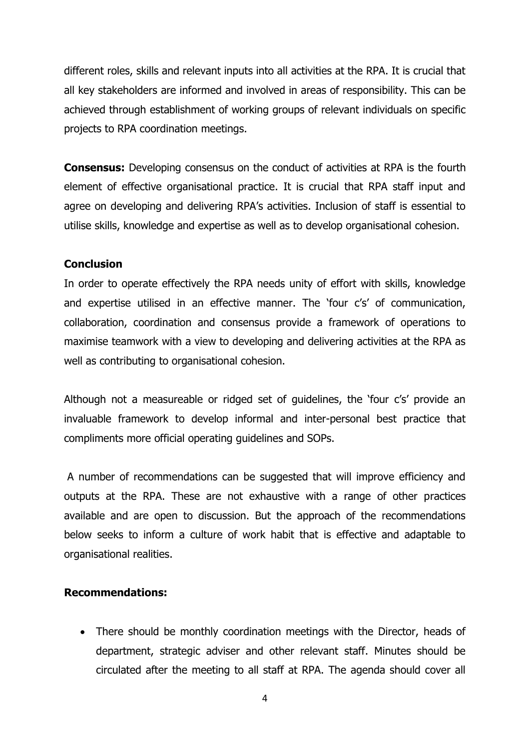different roles, skills and relevant inputs into all activities at the RPA. It is crucial that all key stakeholders are informed and involved in areas of responsibility. This can be achieved through establishment of working groups of relevant individuals on specific projects to RPA coordination meetings.

**Consensus:** Developing consensus on the conduct of activities at RPA is the fourth element of effective organisational practice. It is crucial that RPA staff input and agree on developing and delivering RPA's activities. Inclusion of staff is essential to utilise skills, knowledge and expertise as well as to develop organisational cohesion.

**Conclusion**

In order to operate effectively the RPA needs unity of effort with skills, knowledge and expertise utilised in an effective manner. The 'four c's' of communication, collaboration, coordination and consensus provide a framework of operations to maximise teamwork with a view to developing and delivering activities at the RPA as well as contributing to organisational cohesion.

Although not a measureable or ridged set of guidelines, the 'four c's' provide an invaluable framework to develop informal and inter-personal best practice that compliments more official operating guidelines and SOPs.

A number of recommendations can be suggested that will improve efficiency and outputs at the RPA. These are not exhaustive with a range of other practices available and are open to discussion. But the approach of the recommendations below seeks to inform a culture of work habit that is effective and adaptable to organisational realities.

**Recommendations:**

- There should be monthly coordination meetings with the Director, heads of department, strategic adviser and other relevant staff. Minutes should be circulated after the meeting to all staff at RPA. The agenda should cover all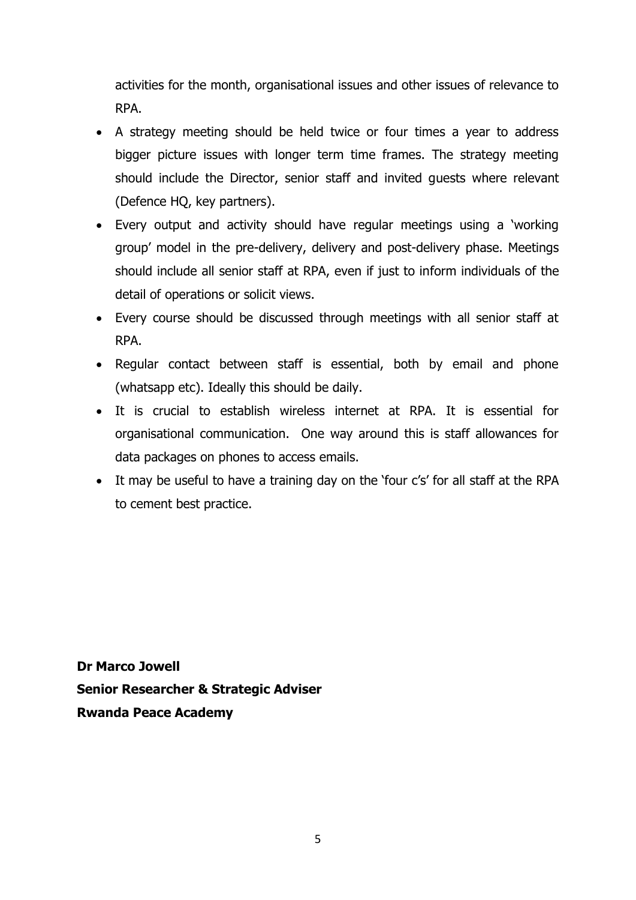activities for the month, organisational issues and other issues of relevance to RPA.

- A strategy meeting should be held twice or four times a year to address bigger picture issues with longer term time frames. The strategy meeting should include the Director, senior staff and invited guests where relevant (Defence HQ, key partners).
- Every output and activity should have regular meetings using a 'working group' model in the pre-delivery, delivery and post-delivery phase. Meetings should include all senior staff at RPA, even if just to inform individuals of the detail of operations or solicit views.
- Every course should be discussed through meetings with all senior staff at RPA.
- Regular contact between staff is essential, both by email and phone (whatsapp etc). Ideally this should be daily.
- It is crucial to establish wireless internet at RPA. It is essential for organisational communication. One way around this is staff allowances for data packages on phones to access emails.
- It may be useful to have a training day on the 'four c's' for all staff at the RPA to cement best practice.

**Dr Marco Jowell**
**Senior Researcher & Strategic Adviser**
**Rwanda Peace Academy**